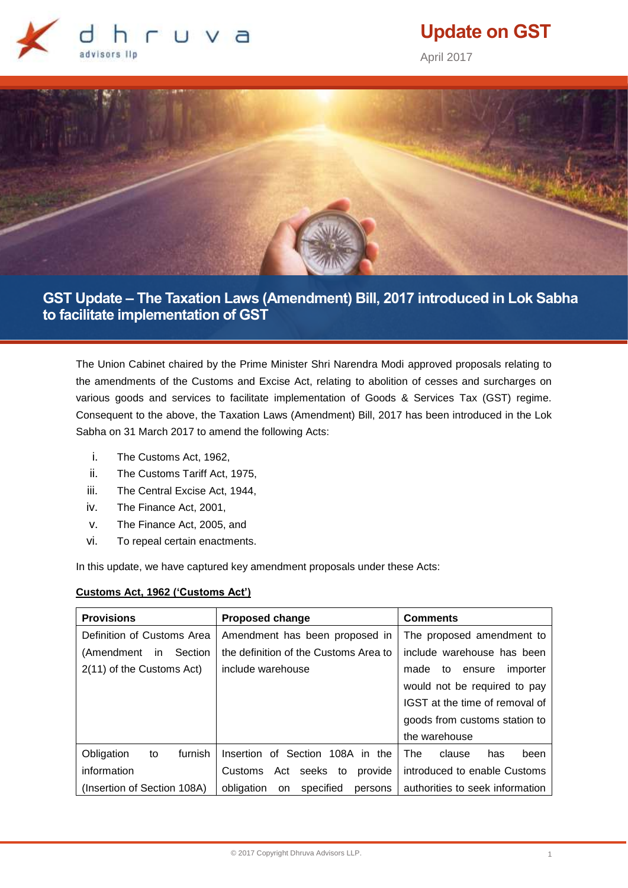# Update on GST

April 2017

## GST Update – The Taxation Laws (Amendment) Bill, 2017 introduced in Lok Sabha to facilitate implementation of GST

The Union Cabinet chaired by the Prime Minister Shri Narendra Modi approved proposals relating to the amendments of the Customs and Excise Act, relating to abolition of cesses and surcharges on various goods and services to facilitate implementation of Goods & Services Tax (GST) regime. Consequent to the above, the Taxation Laws (Amendment) Bill, 2017 has been introduced in the Lok Sabha on 31 March 2017 to amend the following Acts:

i. The Customs Act, 1962,
ii. The Customs Tariff Act, 1975,
iii. The Central Excise Act, 1944,
iv. The Finance Act, 2001,
v. The Finance Act, 2005, and
vi. To repeal certain enactments.

In this update, we have captured key amendment proposals under these Acts:

**Customs Act, 1962 ('Customs Act')**

| Provisions | Proposed change | Comments |
|---|---|---|
| Definition of Customs Area (Amendment in Section 2(11) of the Customs Act) | Amendment has been proposed in the definition of the Customs Area to include warehouse | The proposed amendment to include warehouse has been made to ensure importer would not be required to pay IGST at the time of removal of goods from customs station to the warehouse |
| Obligation to furnish information (Insertion of Section 108A) | Insertion of Section 108A in the Customs Act seeks to provide obligation on specified persons | The clause has been introduced to enable Customs authorities to seek information |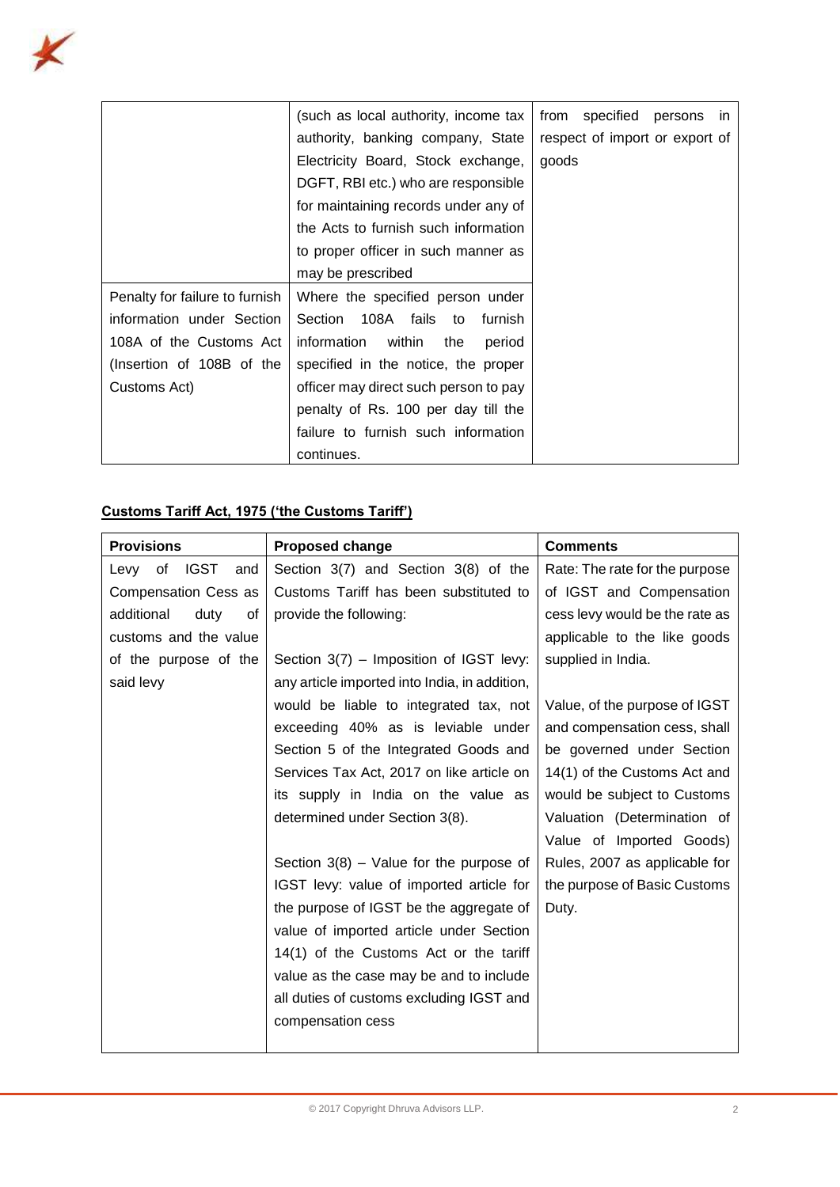| | | |
|---|---|---|
| | (such as local authority, income tax authority, banking company, State Electricity Board, Stock exchange, DGFT, RBI etc.) who are responsible for maintaining records under any of the Acts to furnish such information to proper officer in such manner as may be prescribed | from specified persons in respect of import or export of goods |
| Penalty for failure to furnish information under Section 108A of the Customs Act (Insertion of 108B of the Customs Act) | Where the specified person under Section 108A fails to furnish information within the period specified in the notice, the proper officer may direct such person to pay penalty of Rs. 100 per day till the failure to furnish such information continues. | |

**Customs Tariff Act, 1975 ('the Customs Tariff')**

| Provisions | Proposed change | Comments |
|---|---|---|
| Levy of IGST and Compensation Cess as additional duty of customs and the value of the purpose of the said levy | Section 3(7) and Section 3(8) of the Customs Tariff has been substituted to provide the following:<br><br>Section 3(7) – Imposition of IGST levy: any article imported into India, in addition, would be liable to integrated tax, not exceeding 40% as is leviable under Section 5 of the Integrated Goods and Services Tax Act, 2017 on like article on its supply in India on the value as determined under Section 3(8).<br><br>Section 3(8) – Value for the purpose of IGST levy: value of imported article for the purpose of IGST be the aggregate of value of imported article under Section 14(1) of the Customs Act or the tariff value as the case may be and to include all duties of customs excluding IGST and compensation cess | Rate: The rate for the purpose of IGST and Compensation cess levy would be the rate as applicable to the like goods supplied in India.<br><br>Value, of the purpose of IGST and compensation cess, shall be governed under Section 14(1) of the Customs Act and would be subject to Customs Valuation (Determination of Value of Imported Goods) Rules, 2007 as applicable for the purpose of Basic Customs Duty. |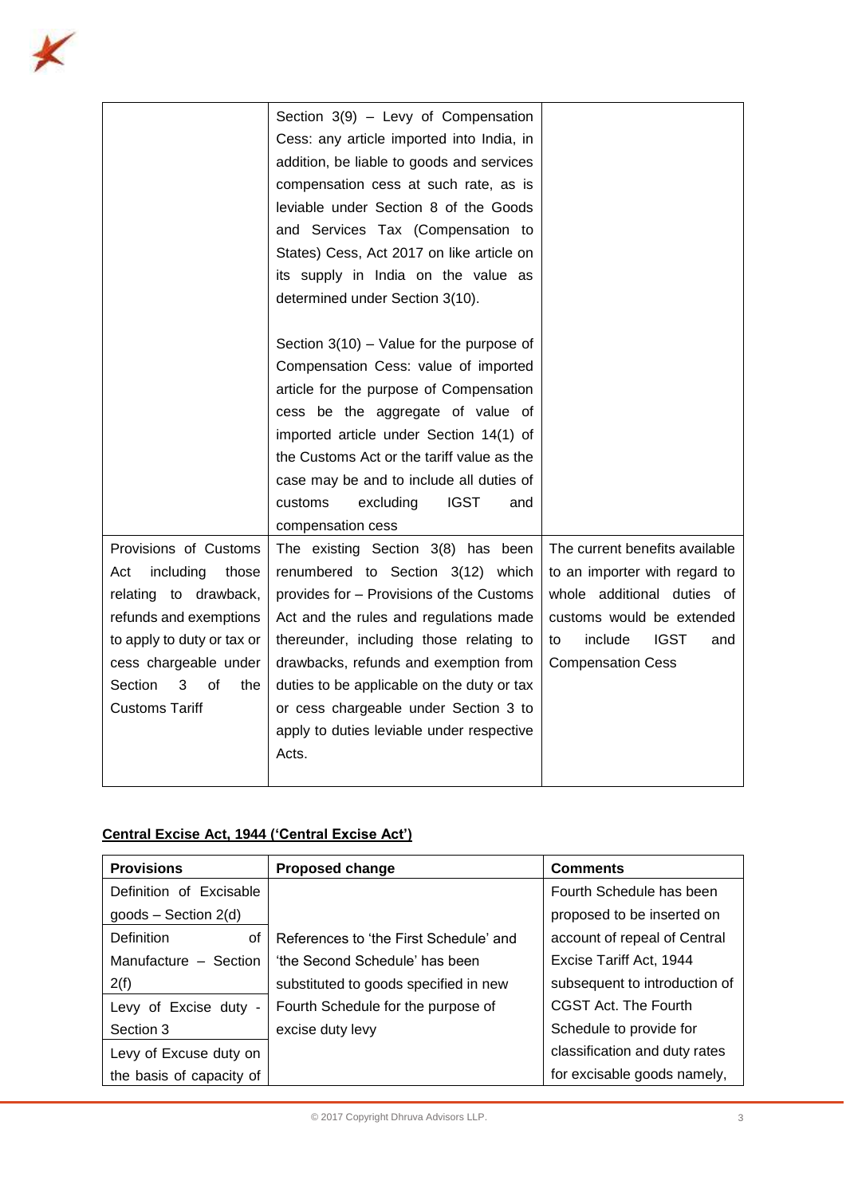| | | |
|---|---|---|
| | Section 3(9) – Levy of Compensation Cess: any article imported into India, in addition, be liable to goods and services compensation cess at such rate, as is leviable under Section 8 of the Goods and Services Tax (Compensation to States) Cess, Act 2017 on like article on its supply in India on the value as determined under Section 3(10).<br><br>Section 3(10) – Value for the purpose of Compensation Cess: value of imported article for the purpose of Compensation cess be the aggregate of value of imported article under Section 14(1) of the Customs Act or the tariff value as the case may be and to include all duties of customs excluding IGST and compensation cess | |
| Provisions of Customs Act including those relating to drawback, refunds and exemptions to apply to duty or tax or cess chargeable under Section 3 of the Customs Tariff | The existing Section 3(8) has been renumbered to Section 3(12) which provides for – Provisions of the Customs Act and the rules and regulations made thereunder, including those relating to drawbacks, refunds and exemption from duties to be applicable on the duty or tax or cess chargeable under Section 3 to apply to duties leviable under respective Acts. | The current benefits available to an importer with regard to whole additional duties of customs would be extended to include IGST and Compensation Cess |

**Central Excise Act, 1944 ('Central Excise Act')**

| Provisions | Proposed change | Comments |
|---|---|---|
| Definition of Excisable goods – Section 2(d) | References to 'the First Schedule' and 'the Second Schedule' has been substituted to goods specified in new Fourth Schedule for the purpose of excise duty levy | Fourth Schedule has been proposed to be inserted on account of repeal of Central Excise Tariff Act, 1944 subsequent to introduction of CGST Act. The Fourth Schedule to provide for classification and duty rates for excisable goods namely, |
| Definition of Manufacture – Section 2(f) | | |
| Levy of Excise duty - Section 3 | | |
| Levy of Excuse duty on the basis of capacity of | | |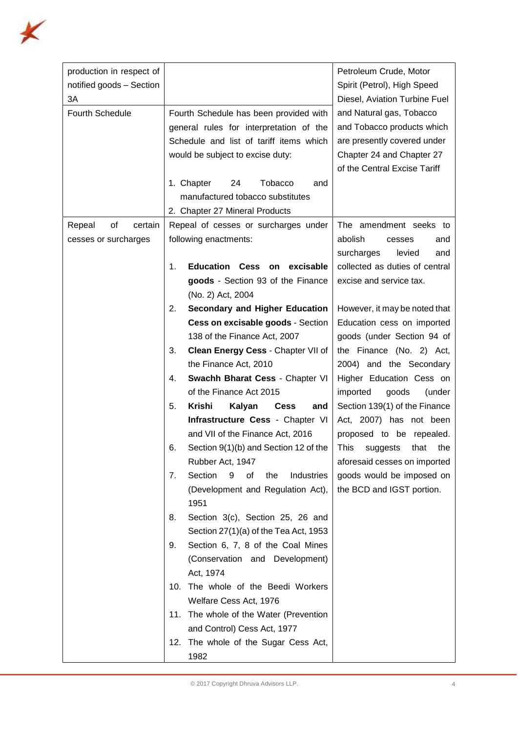| | | |
|---|---|---|
| production in respect of notified goods – Section 3A | | Petroleum Crude, Motor Spirit (Petrol), High Speed Diesel, Aviation Turbine Fuel and Natural gas, Tobacco and Tobacco products which are presently covered under Chapter 24 and Chapter 27 of the Central Excise Tariff |
| Fourth Schedule | Fourth Schedule has been provided with general rules for interpretation of the Schedule and list of tariff items which would be subject to excise duty:<br><br>1. Chapter 24 Tobacco and manufactured tobacco substitutes<br>2. Chapter 27 Mineral Products | |
| Repeal of certain cesses or surcharges | Repeal of cesses or surcharges under following enactments:<br><br>1. **Education Cess on excisable goods** - Section 93 of the Finance (No. 2) Act, 2004<br>2. **Secondary and Higher Education Cess on excisable goods** - Section 138 of the Finance Act, 2007<br>3. **Clean Energy Cess** - Chapter VII of the Finance Act, 2010<br>4. **Swachh Bharat Cess** - Chapter VI of the Finance Act 2015<br>5. **Krishi Kalyan Cess and Infrastructure Cess** - Chapter VI and VII of the Finance Act, 2016<br>6. Section 9(1)(b) and Section 12 of the Rubber Act, 1947<br>7. Section 9 of the Industries (Development and Regulation Act), 1951<br>8. Section 3(c), Section 25, 26 and Section 27(1)(a) of the Tea Act, 1953<br>9. Section 6, 7, 8 of the Coal Mines (Conservation and Development) Act, 1974<br>10. The whole of the Beedi Workers Welfare Cess Act, 1976<br>11. The whole of the Water (Prevention and Control) Cess Act, 1977<br>12. The whole of the Sugar Cess Act, 1982 | The amendment seeks to abolish cesses and surcharges levied and collected as duties of central excise and service tax.<br><br>However, it may be noted that Education cess on imported goods (under Section 94 of the Finance (No. 2) Act, 2004) and the Secondary Higher Education Cess on imported goods (under Section 139(1) of the Finance Act, 2007) has not been proposed to be repealed. This suggests that the aforesaid cesses on imported goods would be imposed on the BCD and IGST portion. |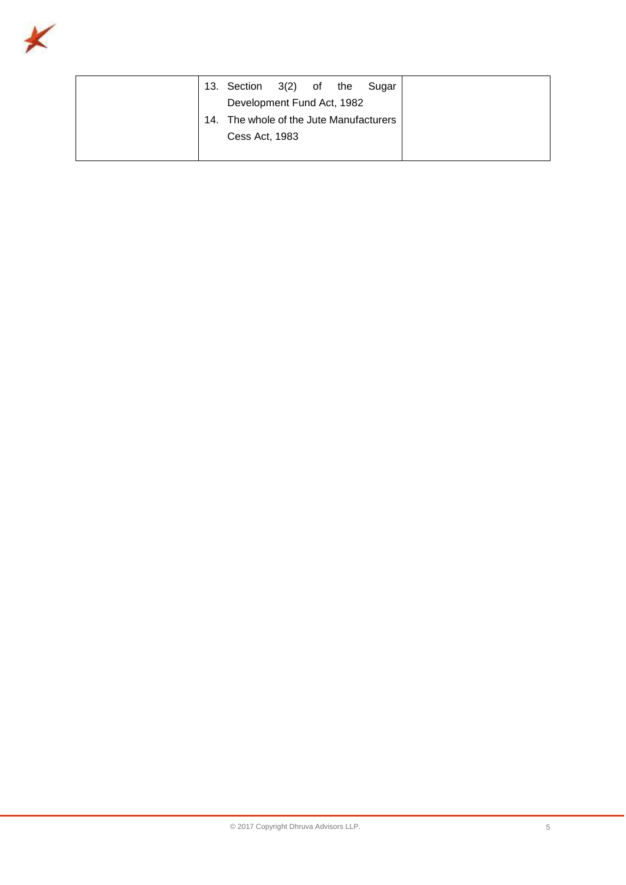| | | |
|---|---|---|
| | 13. Section 3(2) of the Sugar Development Fund Act, 1982<br>14. The whole of the Jute Manufacturers Cess Act, 1983 | |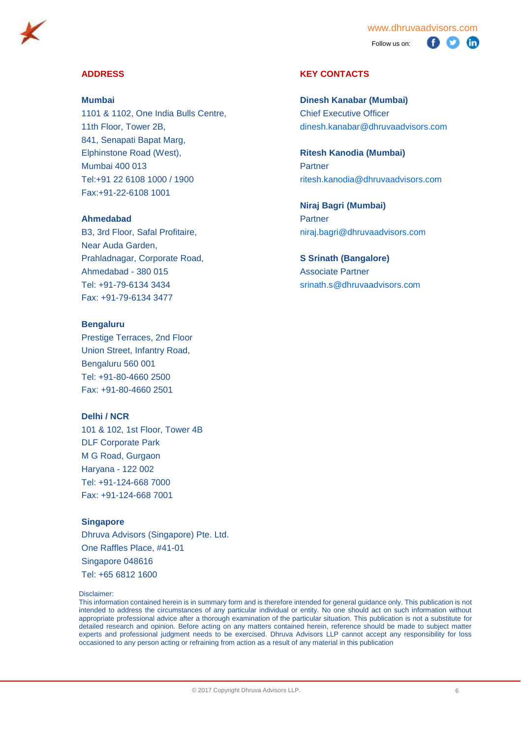www.dhruvaadvisors.com

Follow us on:

## ADDRESS

**Mumbai**
1101 & 1102, One India Bulls Centre,
11th Floor, Tower 2B,
841, Senapati Bapat Marg,
Elphinstone Road (West),
Mumbai 400 013
Tel:+91 22 6108 1000 / 1900
Fax:+91-22-6108 1001

**Ahmedabad**
B3, 3rd Floor, Safal Profitaire,
Near Auda Garden,
Prahladnagar, Corporate Road,
Ahmedabad - 380 015
Tel: +91-79-6134 3434
Fax: +91-79-6134 3477

**Bengaluru**
Prestige Terraces, 2nd Floor
Union Street, Infantry Road,
Bengaluru 560 001
Tel: +91-80-4660 2500
Fax: +91-80-4660 2501

**Delhi / NCR**
101 & 102, 1st Floor, Tower 4B
DLF Corporate Park
M G Road, Gurgaon
Haryana - 122 002
Tel: +91-124-668 7000
Fax: +91-124-668 7001

**Singapore**
Dhruva Advisors (Singapore) Pte. Ltd.
One Raffles Place, #41-01
Singapore 048616
Tel: +65 6812 1600

## KEY CONTACTS

**Dinesh Kanabar (Mumbai)**
Chief Executive Officer
dinesh.kanabar@dhruvaadvisors.com

**Ritesh Kanodia (Mumbai)**
Partner
ritesh.kanodia@dhruvaadvisors.com

**Niraj Bagri (Mumbai)**
Partner
niraj.bagri@dhruvaadvisors.com

**S Srinath (Bangalore)**
Associate Partner
srinath.s@dhruvaadvisors.com

Disclaimer:
This information contained herein is in summary form and is therefore intended for general guidance only. This publication is not intended to address the circumstances of any particular individual or entity. No one should act on such information without appropriate professional advice after a thorough examination of the particular situation. This publication is not a substitute for detailed research and opinion. Before acting on any matters contained herein, reference should be made to subject matter experts and professional judgment needs to be exercised. Dhruva Advisors LLP cannot accept any responsibility for loss occasioned to any person acting or refraining from action as a result of any material in this publication

© 2017 Copyright Dhruva Advisors LLP.